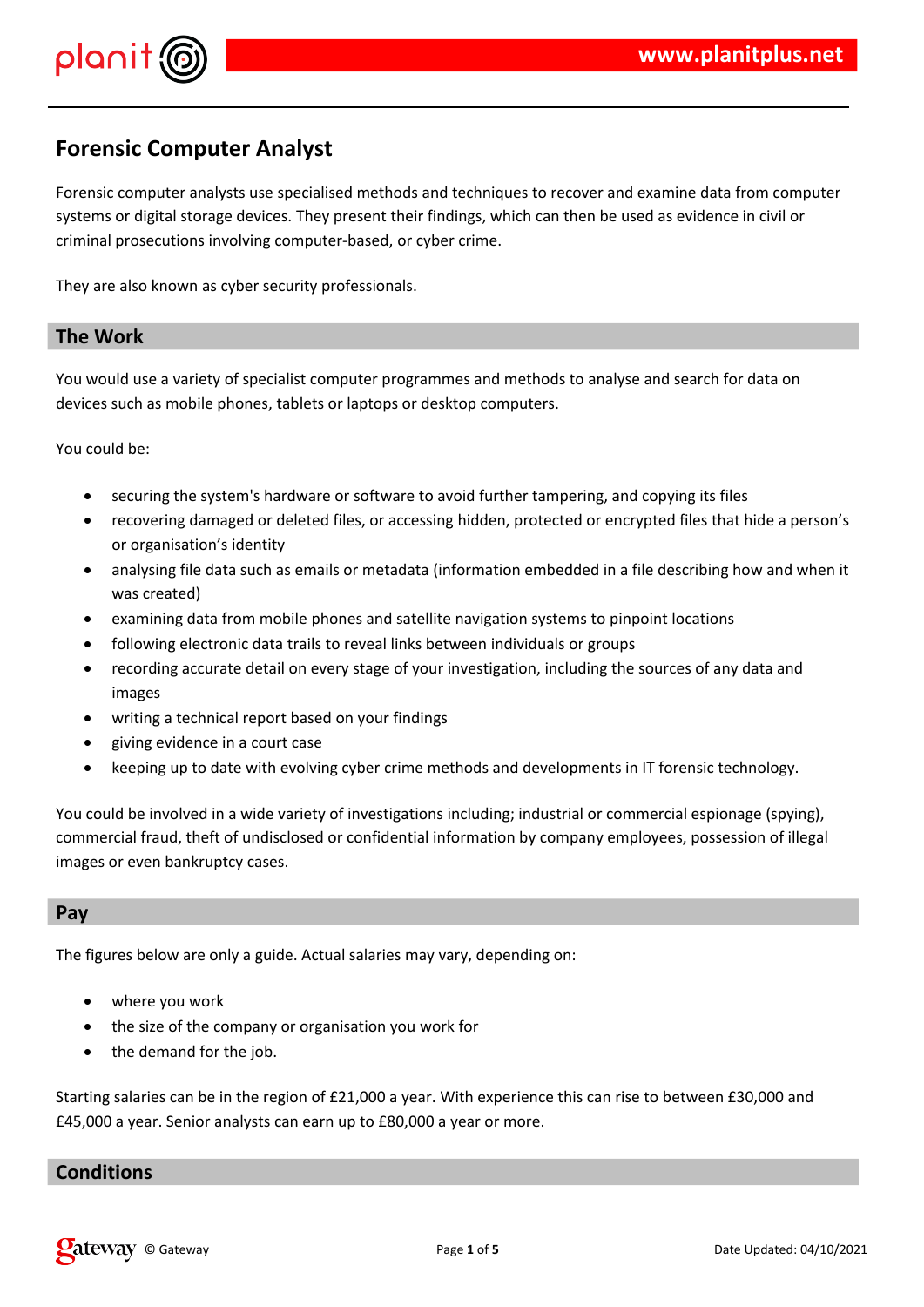# Forensic Computer Analyst

Forensic computer analysts use specialised methods and techniques to recover and examine data from computer systems or digital storage devices. They present their findings, which can then be used as evidence in civil or criminal prosecutions involving computer-based, or cyber crime.

They are also known as cyber security professionals.

## The Work

You would use a variety of specialist computer programmes and methods to analyse and search for data on devices such as mobile phones, tablets or laptops or desktop computers.

You could be:

- securing the system's hardware or software to avoid further tampering, and copying its files
- recovering damaged or deleted files, or accessing hidden, protected or encrypted files that hide a person's or organisation's identity
- analysing file data such as emails or metadata (information embedded in a file describing how and when it was created)
- examining data from mobile phones and satellite navigation systems to pinpoint locations
- following electronic data trails to reveal links between individuals or groups
- recording accurate detail on every stage of your investigation, including the sources of any data and images
- writing a technical report based on your findings
- giving evidence in a court case
- keeping up to date with evolving cyber crime methods and developments in IT forensic technology.

You could be involved in a wide variety of investigations including; industrial or commercial espionage (spying), commercial fraud, theft of undisclosed or confidential information by company employees, possession of illegal images or even bankruptcy cases.

## Pay

The figures below are only a guide. Actual salaries may vary, depending on:

- where you work
- the size of the company or organisation you work for
- the demand for the job.

Starting salaries can be in the region of £21,000 a year. With experience this can rise to between £30,000 and £45,000 a year. Senior analysts can earn up to £80,000 a year or more.

## Conditions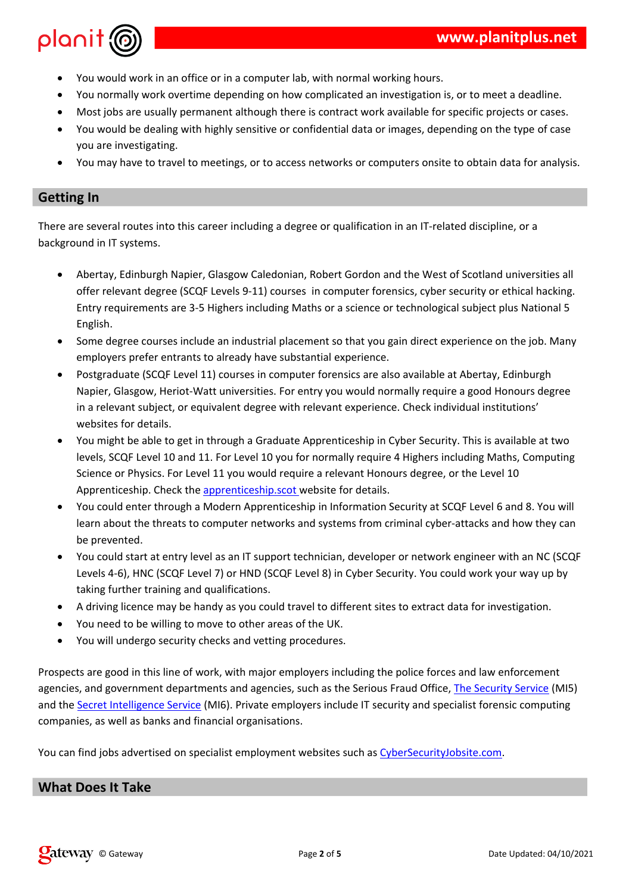- You would work in an office or in a computer lab, with normal working hours.
- You normally work overtime depending on how complicated an investigation is, or to meet a deadline.
- Most jobs are usually permanent although there is contract work available for specific projects or cases.
- You would be dealing with highly sensitive or confidential data or images, depending on the type of case you are investigating.
- You may have to travel to meetings, or to access networks or computers onsite to obtain data for analysis.

## Getting In

There are several routes into this career including a degree or qualification in an IT-related discipline, or a background in IT systems.

- Abertay, Edinburgh Napier, Glasgow Caledonian, Robert Gordon and the West of Scotland universities all offer relevant degree (SCQF Levels 9-11) courses in computer forensics, cyber security or ethical hacking. Entry requirements are 3-5 Highers including Maths or a science or technological subject plus National 5 English.
- Some degree courses include an industrial placement so that you gain direct experience on the job. Many employers prefer entrants to already have substantial experience.
- Postgraduate (SCQF Level 11) courses in computer forensics are also available at Abertay, Edinburgh Napier, Glasgow, Heriot-Watt universities. For entry you would normally require a good Honours degree in a relevant subject, or equivalent degree with relevant experience. Check individual institutions' websites for details.
- You might be able to get in through a Graduate Apprenticeship in Cyber Security. This is available at two levels, SCQF Level 10 and 11. For Level 10 you for normally require 4 Highers including Maths, Computing Science or Physics. For Level 11 you would require a relevant Honours degree, or the Level 10 Apprenticeship. Check the apprenticeship.scot website for details.
- You could enter through a Modern Apprenticeship in Information Security at SCQF Level 6 and 8. You will learn about the threats to computer networks and systems from criminal cyber-attacks and how they can be prevented.
- You could start at entry level as an IT support technician, developer or network engineer with an NC (SCQF Levels 4-6), HNC (SCQF Level 7) or HND (SCQF Level 8) in Cyber Security. You could work your way up by taking further training and qualifications.
- A driving licence may be handy as you could travel to different sites to extract data for investigation.
- You need to be willing to move to other areas of the UK.
- You will undergo security checks and vetting procedures.

Prospects are good in this line of work, with major employers including the police forces and law enforcement agencies, and government departments and agencies, such as the Serious Fraud Office, The Security Service (MI5) and the Secret Intelligence Service (MI6). Private employers include IT security and specialist forensic computing companies, as well as banks and financial organisations.

You can find jobs advertised on specialist employment websites such as CyberSecurityJobsite.com.

## What Does It Take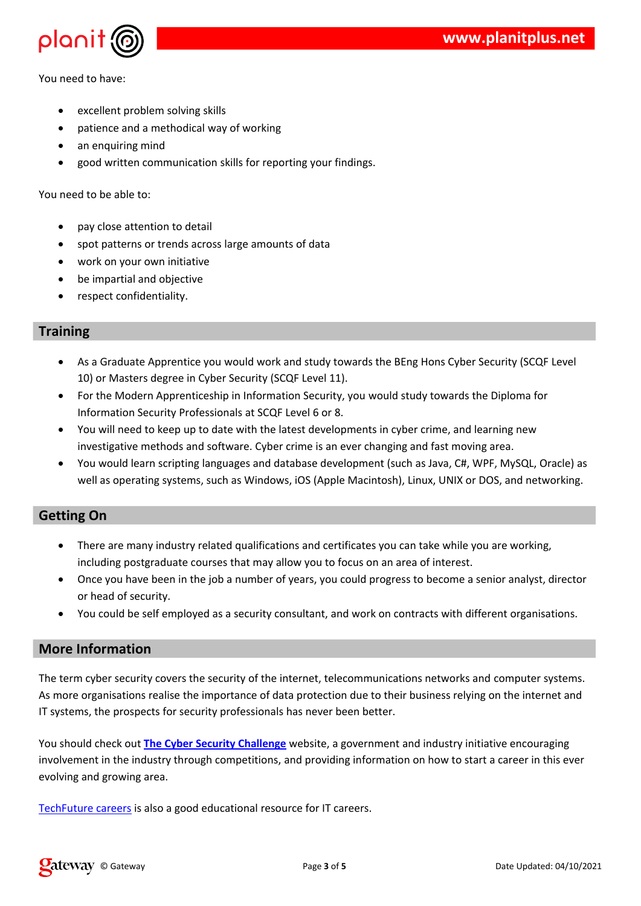You need to have:

- excellent problem solving skills
- patience and a methodical way of working
- an enquiring mind
- good written communication skills for reporting your findings.

You need to be able to:

- pay close attention to detail
- spot patterns or trends across large amounts of data
- work on your own initiative
- be impartial and objective
- respect confidentiality.

## Training

- As a Graduate Apprentice you would work and study towards the BEng Hons Cyber Security (SCQF Level 10) or Masters degree in Cyber Security (SCQF Level 11).
- For the Modern Apprenticeship in Information Security, you would study towards the Diploma for Information Security Professionals at SCQF Level 6 or 8.
- You will need to keep up to date with the latest developments in cyber crime, and learning new investigative methods and software. Cyber crime is an ever changing and fast moving area.
- You would learn scripting languages and database development (such as Java, C#, WPF, MySQL, Oracle) as well as operating systems, such as Windows, iOS (Apple Macintosh), Linux, UNIX or DOS, and networking.

## Getting On

- There are many industry related qualifications and certificates you can take while you are working, including postgraduate courses that may allow you to focus on an area of interest.
- Once you have been in the job a number of years, you could progress to become a senior analyst, director or head of security.
- You could be self employed as a security consultant, and work on contracts with different organisations.

## More Information

The term cyber security covers the security of the internet, telecommunications networks and computer systems. As more organisations realise the importance of data protection due to their business relying on the internet and IT systems, the prospects for security professionals has never been better.

You should check out **The Cyber Security Challenge** website, a government and industry initiative encouraging involvement in the industry through competitions, and providing information on how to start a career in this ever evolving and growing area.

TechFuture careers is also a good educational resource for IT careers.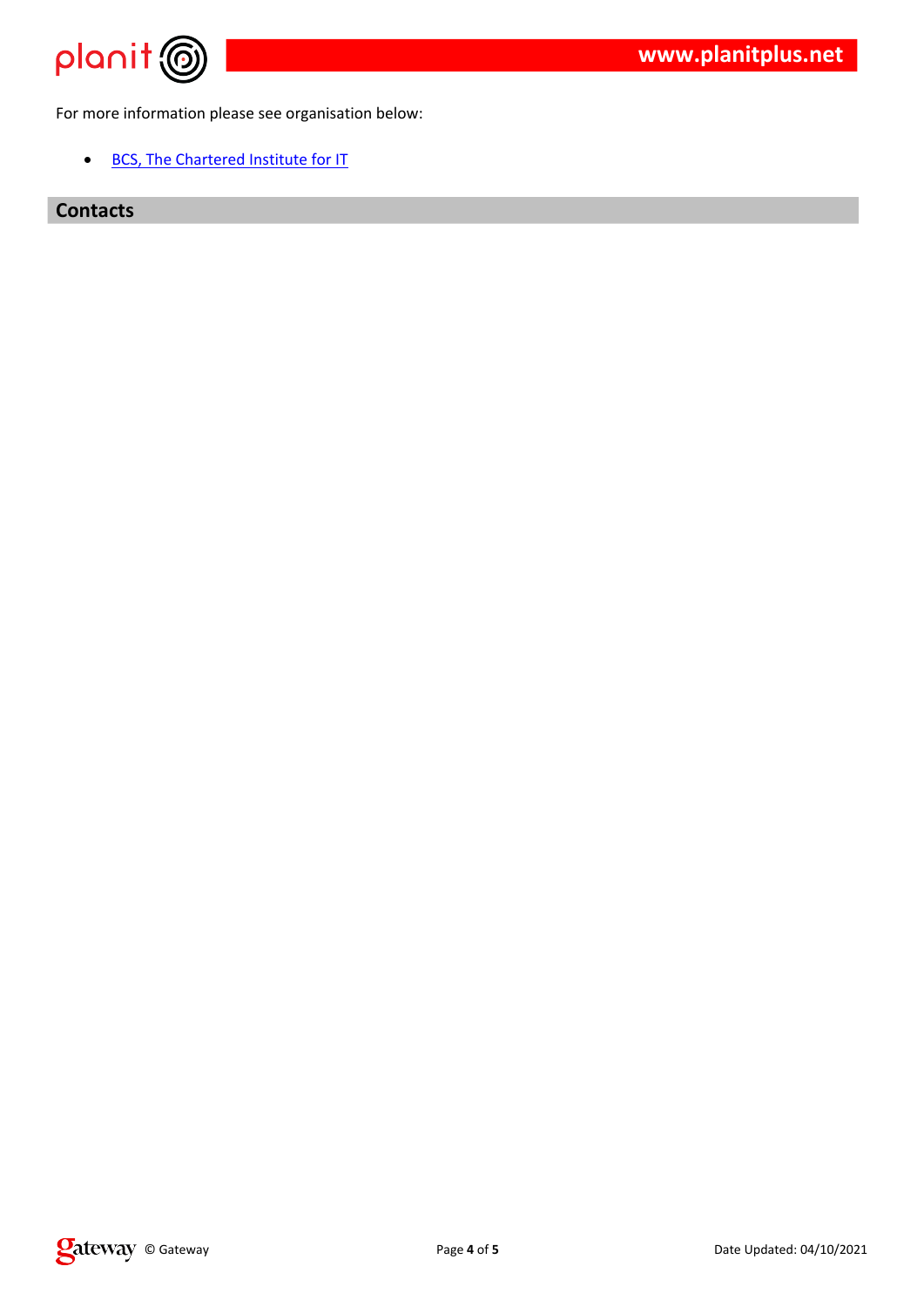For more information please see organisation below:

- BCS, The Chartered Institute for IT

## Contacts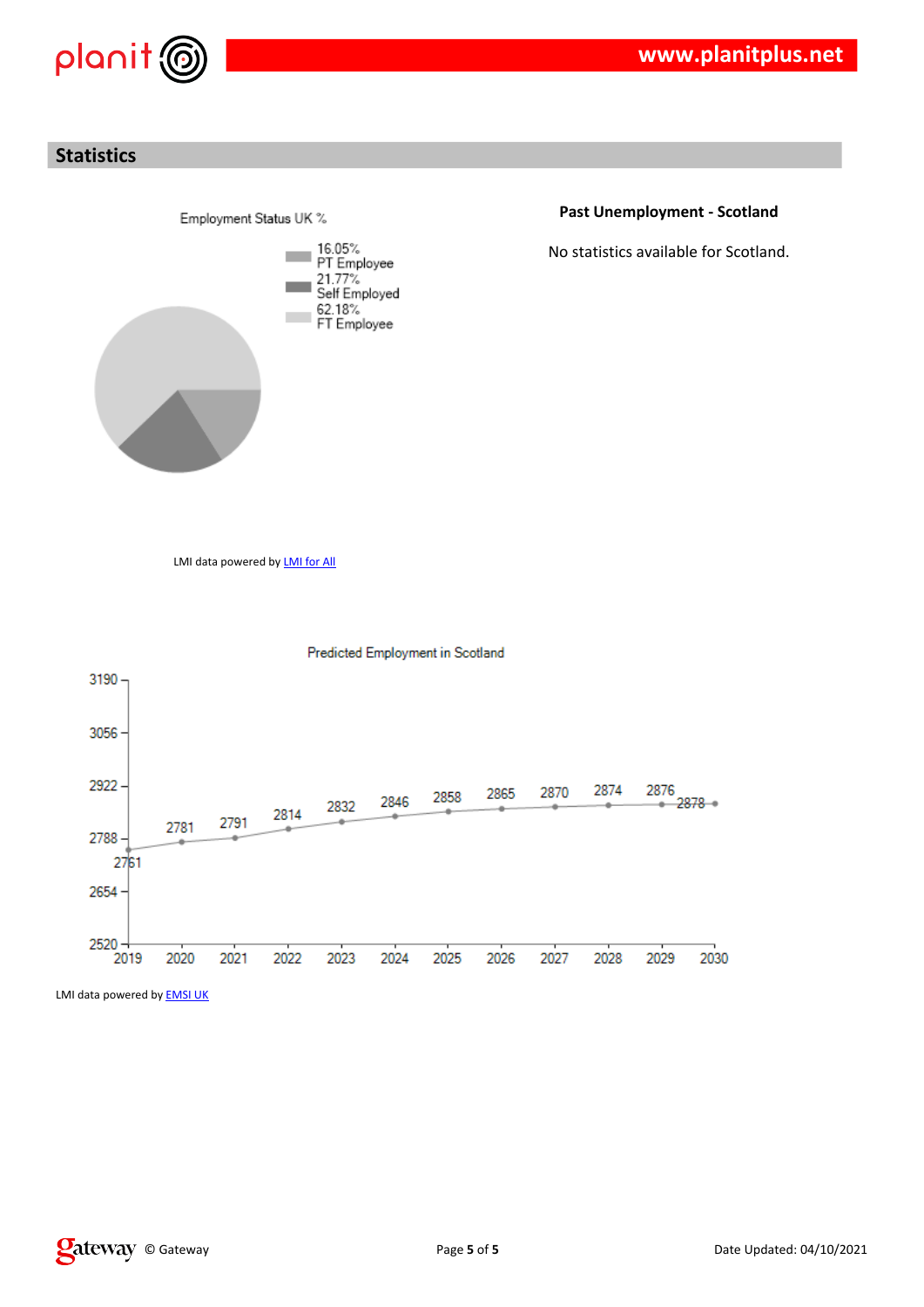## Statistics

Employment Status UK %

16.05%
PT Employee
21.77%
Self Employed
62.18%
FT Employee

LMI data powered by [LMI for All]

**Past Unemployment - Scotland**

No statistics available for Scotland.

Predicted Employment in Scotland

3190
3056
2922
2788
2654
2520

2761
2781
2791
2814
2832
2846
2858
2865
2870
2874
2876
2878

2019
2020
2021
2022
2023
2024
2025
2026
2027
2028
2029
2030

LMI data powered by [EMSI UK]